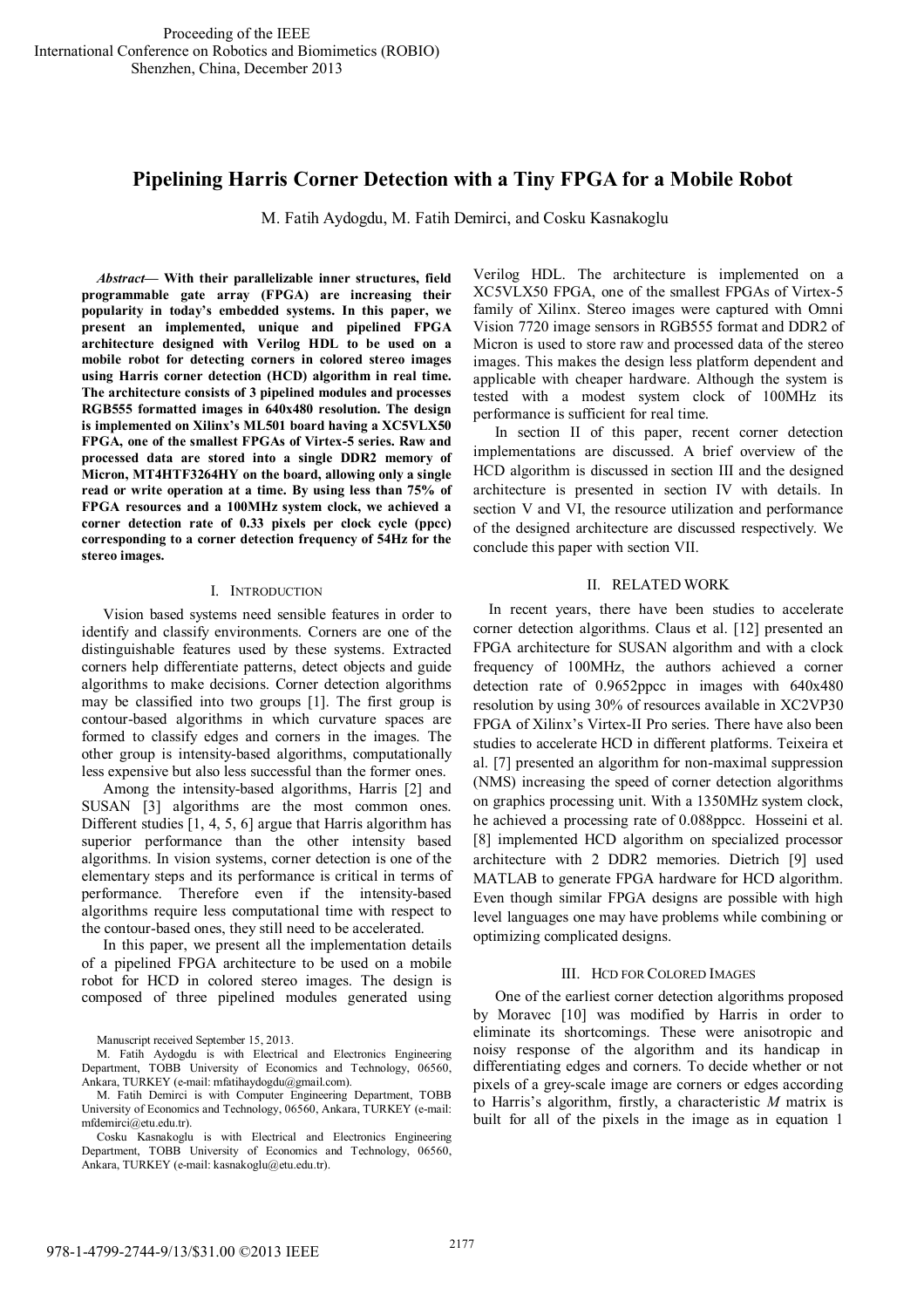Proceeding of the IEEE
International Conference on Robotics and Biomimetics (ROBIO)
Shenzhen, China, December 2013

# Pipelining Harris Corner Detection with a Tiny FPGA for a Mobile Robot

M. Fatih Aydogdu, M. Fatih Demirci, and Cosku Kasnakoglu

***Abstract*— With their parallelizable inner structures, field programmable gate array (FPGA) are increasing their popularity in today's embedded systems. In this paper, we present an implemented, unique and pipelined FPGA architecture designed with Verilog HDL to be used on a mobile robot for detecting corners in colored stereo images using Harris corner detection (HCD) algorithm in real time. The architecture consists of 3 pipelined modules and processes RGB555 formatted images in 640x480 resolution. The design is implemented on Xilinx's ML501 board having a XC5VLX50 FPGA, one of the smallest FPGAs of Virtex-5 series. Raw and processed data are stored into a single DDR2 memory of Micron, MT4HTF3264HY on the board, allowing only a single read or write operation at a time. By using less than 75% of FPGA resources and a 100MHz system clock, we achieved a corner detection rate of 0.33 pixels per clock cycle (ppcc) corresponding to a corner detection frequency of 54Hz for the stereo images.**

## I. Introduction

Vision based systems need sensible features in order to identify and classify environments. Corners are one of the distinguishable features used by these systems. Extracted corners help differentiate patterns, detect objects and guide algorithms to make decisions. Corner detection algorithms may be classified into two groups [1]. The first group is contour-based algorithms in which curvature spaces are formed to classify edges and corners in the images. The other group is intensity-based algorithms, computationally less expensive but also less successful than the former ones.

Among the intensity-based algorithms, Harris [2] and SUSAN [3] algorithms are the most common ones. Different studies [1, 4, 5, 6] argue that Harris algorithm has superior performance than the other intensity based algorithms. In vision systems, corner detection is one of the elementary steps and its performance is critical in terms of performance. Therefore even if the intensity-based algorithms require less computational time with respect to the contour-based ones, they still need to be accelerated.

In this paper, we present all the implementation details of a pipelined FPGA architecture to be used on a mobile robot for HCD in colored stereo images. The design is composed of three pipelined modules generated using Verilog HDL. The architecture is implemented on a XC5VLX50 FPGA, one of the smallest FPGAs of Virtex-5 family of Xilinx. Stereo images were captured with Omni Vision 7720 image sensors in RGB555 format and DDR2 of Micron is used to store raw and processed data of the stereo images. This makes the design less platform dependent and applicable with cheaper hardware. Although the system is tested with a modest system clock of 100MHz its performance is sufficient for real time.

In section II of this paper, recent corner detection implementations are discussed. A brief overview of the HCD algorithm is discussed in section III and the designed architecture is presented in section IV with details. In section V and VI, the resource utilization and performance of the designed architecture are discussed respectively. We conclude this paper with section VII.

## II. Related Work

In recent years, there have been studies to accelerate corner detection algorithms. Claus et al. [12] presented an FPGA architecture for SUSAN algorithm and with a clock frequency of 100MHz, the authors achieved a corner detection rate of 0.9652ppcc in images with 640x480 resolution by using 30% of resources available in XC2VP30 FPGA of Xilinx's Virtex-II Pro series. There have also been studies to accelerate HCD in different platforms. Teixeira et al. [7] presented an algorithm for non-maximal suppression (NMS) increasing the speed of corner detection algorithms on graphics processing unit. With a 1350MHz system clock, he achieved a processing rate of 0.088ppcc. Hosseini et al. [8] implemented HCD algorithm on specialized processor architecture with 2 DDR2 memories. Dietrich [9] used MATLAB to generate FPGA hardware for HCD algorithm. Even though similar FPGA designs are possible with high level languages one may have problems while combining or optimizing complicated designs.

## III. HCD for Colored Images

One of the earliest corner detection algorithms proposed by Moravec [10] was modified by Harris in order to eliminate its shortcomings. These were anisotropic and noisy response of the algorithm and its handicap in differentiating edges and corners. To decide whether or not pixels of a grey-scale image are corners or edges according to Harris's algorithm, firstly, a characteristic $M$ matrix is built for all of the pixels in the image as in equation 1

---

Manuscript received September 15, 2013.

M. Fatih Aydogdu is with Electrical and Electronics Engineering Department, TOBB University of Economics and Technology, 06560, Ankara, TURKEY (e-mail: mfatihaydogdu@gmail.com).

M. Fatih Demirci is with Computer Engineering Department, TOBB University of Economics and Technology, 06560, Ankara, TURKEY (e-mail: mfdemirci@etu.edu.tr).

Cosku Kasnakoglu is with Electrical and Electronics Engineering Department, TOBB University of Economics and Technology, 06560, Ankara, TURKEY (e-mail: kasnakoglu@etu.edu.tr).

978-1-4799-2744-9/13/$31.00 ©2013 IEEE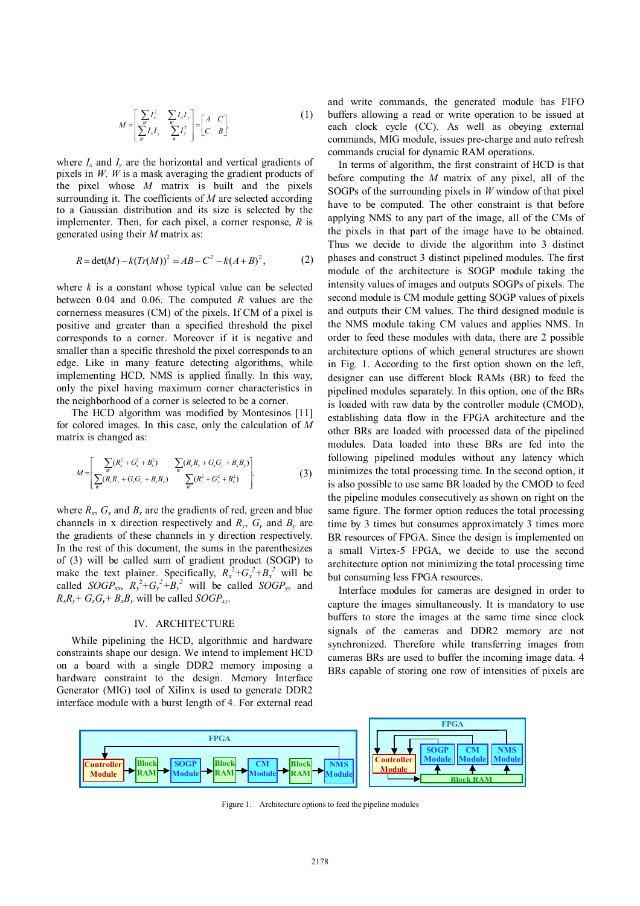$$M = \begin{bmatrix} \sum_W I_x^2 & \sum_W I_x I_y \\ \sum_W I_x I_y & \sum_W I_y^2 \end{bmatrix} = \begin{bmatrix} A & C \\ C & B \end{bmatrix}, \tag{1}$$

where $I_x$ and $I_y$ are the horizontal and vertical gradients of pixels in $W$. $W$ is a mask averaging the gradient products of the pixel whose $M$ matrix is built and the pixels surrounding it. The coefficients of $M$ are selected according to a Gaussian distribution and its size is selected by the implementer. Then, for each pixel, a corner response, $R$ is generated using their $M$ matrix as:

$$R = \det(M) - k(Tr(M))^2 = AB - C^2 - k(A+B)^2, \tag{2}$$

where $k$ is a constant whose typical value can be selected between 0.04 and 0.06. The computed $R$ values are the cornerness measures (CM) of the pixels. If CM of a pixel is positive and greater than a specified threshold the pixel corresponds to a corner. Moreover if it is negative and smaller than a specific threshold the pixel corresponds to an edge. Like in many feature detecting algorithms, while implementing HCD, NMS is applied finally. In this way, only the pixel having maximum corner characteristics in the neighborhood of a corner is selected to be a corner.

The HCD algorithm was modified by Montesinos [11] for colored images. In this case, only the calculation of $M$ matrix is changed as:

$$M = \begin{bmatrix} \sum_W (R_x^2 + G_x^2 + B_x^2) & \sum_W (R_x R_y + G_x G_y + B_x B_y) \\ \sum_W (R_x R_y + G_x G_y + B_x B_y) & \sum_W (R_y^2 + G_y^2 + B_y^2) \end{bmatrix}, \tag{3}$$

where $R_x$, $G_x$ and $B_x$ are the gradients of red, green and blue channels in x direction respectively and $R_y$, $G_y$ and $B_y$ are the gradients of these channels in y direction respectively. In the rest of this document, the sums in the parenthesizes of (3) will be called sum of gradient product (SOGP) to make the text plainer. Specifically, $R_x^2+G_x^2+B_x^2$ will be called $SOGP_{xx}$, $R_y^2+G_y^2+B_y^2$ will be called $SOGP_{yy}$ and $R_xR_y+ G_xG_y+ B_xB_y$ will be called $SOGP_{xy}$.

## IV. ARCHITECTURE

While pipelining the HCD, algorithmic and hardware constraints shape our design. We intend to implement HCD on a board with a single DDR2 memory imposing a hardware constraint to the design. Memory Interface Generator (MIG) tool of Xilinx is used to generate DDR2 interface module with a burst length of 4. For external read and write commands, the generated module has FIFO buffers allowing a read or write operation to be issued at each clock cycle (CC). As well as obeying external commands, MIG module, issues pre-charge and auto refresh commands crucial for dynamic RAM operations.

In terms of algorithm, the first constraint of HCD is that before computing the $M$ matrix of any pixel, all of the SOGPs of the surrounding pixels in $W$ window of that pixel have to be computed. The other constraint is that before applying NMS to any part of the image, all of the CMs of the pixels in that part of the image have to be obtained. Thus we decide to divide the algorithm into 3 distinct phases and construct 3 distinct pipelined modules. The first module of the architecture is SOGP module taking the intensity values of images and outputs SOGPs of pixels. The second module is CM module getting SOGP values of pixels and outputs their CM values. The third designed module is the NMS module taking CM values and applies NMS. In order to feed these modules with data, there are 2 possible architecture options of which general structures are shown in Fig. 1. According to the first option shown on the left, designer can use different block RAMs (BR) to feed the pipelined modules separately. In this option, one of the BRs is loaded with raw data by the controller module (CMOD), establishing data flow in the FPGA architecture and the other BRs are loaded with processed data of the pipelined modules. Data loaded into these BRs are fed into the following pipelined modules without any latency which minimizes the total processing time. In the second option, it is also possible to use same BR loaded by the CMOD to feed the pipeline modules consecutively as shown on right on the same figure. The former option reduces the total processing time by 3 times but consumes approximately 3 times more BR resources of FPGA. Since the design is implemented on a small Virtex-5 FPGA, we decide to use the second architecture option not minimizing the total processing time but consuming less FPGA resources.

Interface modules for cameras are designed in order to capture the images simultaneously. It is mandatory to use buffers to store the images at the same time since clock signals of the cameras and DDR2 memory are not synchronized. Therefore while transferring images from cameras BRs are used to buffer the incoming image data. 4 BRs capable of storing one row of intensities of pixels are

Figure 1. Architecture options to feed the pipeline modules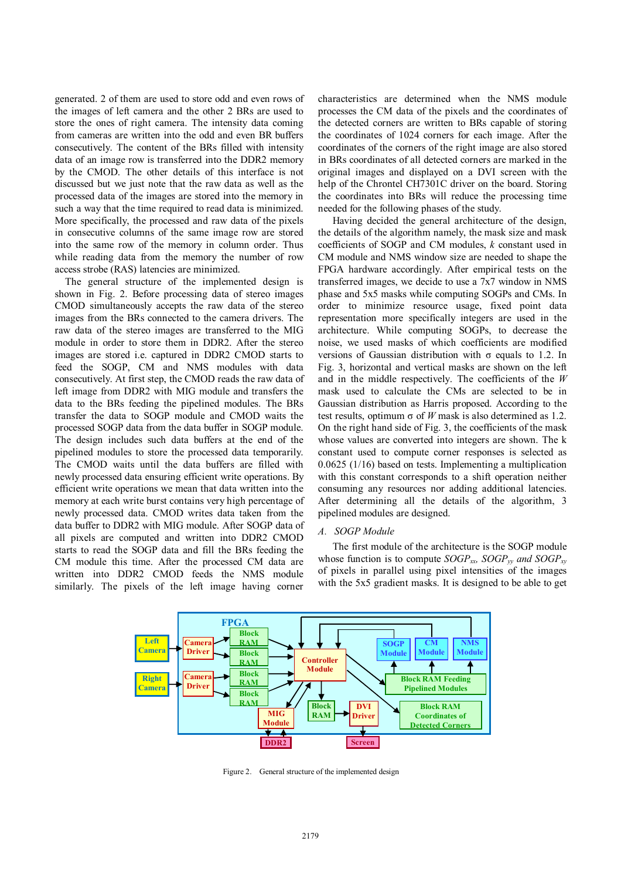generated. 2 of them are used to store odd and even rows of the images of left camera and the other 2 BRs are used to store the ones of right camera. The intensity data coming from cameras are written into the odd and even BR buffers consecutively. The content of the BRs filled with intensity data of an image row is transferred into the DDR2 memory by the CMOD. The other details of this interface is not discussed but we just note that the raw data as well as the processed data of the images are stored into the memory in such a way that the time required to read data is minimized. More specifically, the processed and raw data of the pixels in consecutive columns of the same image row are stored into the same row of the memory in column order. Thus while reading data from the memory the number of row access strobe (RAS) latencies are minimized.

The general structure of the implemented design is shown in Fig. 2. Before processing data of stereo images CMOD simultaneously accepts the raw data of the stereo images from the BRs connected to the camera drivers. The raw data of the stereo images are transferred to the MIG module in order to store them in DDR2. After the stereo images are stored i.e. captured in DDR2 CMOD starts to feed the SOGP, CM and NMS modules with data consecutively. At first step, the CMOD reads the raw data of left image from DDR2 with MIG module and transfers the data to the BRs feeding the pipelined modules. The BRs transfer the data to SOGP module and CMOD waits the processed SOGP data from the data buffer in SOGP module. The design includes such data buffers at the end of the pipelined modules to store the processed data temporarily. The CMOD waits until the data buffers are filled with newly processed data ensuring efficient write operations. By efficient write operations we mean that data written into the memory at each write burst contains very high percentage of newly processed data. CMOD writes data taken from the data buffer to DDR2 with MIG module. After SOGP data of all pixels are computed and written into DDR2 CMOD starts to read the SOGP data and fill the BRs feeding the CM module this time. After the processed CM data are written into DDR2 CMOD feeds the NMS module similarly. The pixels of the left image having corner characteristics are determined when the NMS module processes the CM data of the pixels and the coordinates of the detected corners are written to BRs capable of storing the coordinates of 1024 corners for each image. After the coordinates of the corners of the right image are also stored in BRs coordinates of all detected corners are marked in the original images and displayed on a DVI screen with the help of the Chrontel CH7301C driver on the board. Storing the coordinates into BRs will reduce the processing time needed for the following phases of the study.

Having decided the general architecture of the design, the details of the algorithm namely, the mask size and mask coefficients of SOGP and CM modules, $k$ constant used in CM module and NMS window size are needed to shape the FPGA hardware accordingly. After empirical tests on the transferred images, we decide to use a 7x7 window in NMS phase and 5x5 masks while computing SOGPs and CMs. In order to minimize resource usage, fixed point data representation more specifically integers are used in the architecture. While computing SOGPs, to decrease the noise, we used masks of which coefficients are modified versions of Gaussian distribution with σ equals to 1.2. In Fig. 3, horizontal and vertical masks are shown on the left and in the middle respectively. The coefficients of the $W$ mask used to calculate the CMs are selected to be in Gaussian distribution as Harris proposed. According to the test results, optimum σ of $W$ mask is also determined as 1.2. On the right hand side of Fig. 3, the coefficients of the mask whose values are converted into integers are shown. The k constant used to compute corner responses is selected as 0.0625 (1/16) based on tests. Implementing a multiplication with this constant corresponds to a shift operation neither consuming any resources nor adding additional latencies. After determining all the details of the algorithm, 3 pipelined modules are designed.

### A. SOGP Module

The first module of the architecture is the SOGP module whose function is to compute $SOGP_{xx}$, $SOGP_{yy}$ and $SOGP_{xy}$ of pixels in parallel using pixel intensities of the images with the 5x5 gradient masks. It is designed to be able to get

Figure 2. General structure of the implemented design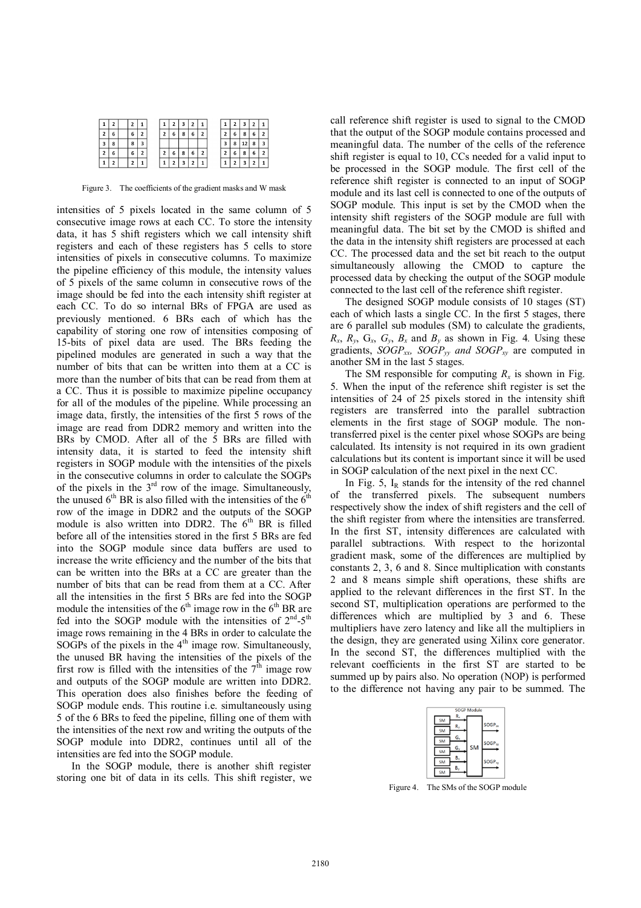| 1 | 2 | | 2 | 1 |
|---|---|---|---|---|
| 2 | 6 | | 6 | 2 |
| 3 | 8 | | 8 | 3 |
| 2 | 6 | | 6 | 2 |
| 1 | 2 | | 2 | 1 |

| 1 | 2 | 3 | 2 | 1 |
|---|---|---|---|---|
| 2 | 6 | 8 | 6 | 2 |
| | | | | |
| 2 | 6 | 8 | 6 | 2 |
| 1 | 2 | 3 | 2 | 1 |

| 1 | 2 | 3 | 2 | 1 |
|---|---|---|---|---|
| 2 | 6 | 8 | 6 | 2 |
| 3 | 8 | 12 | 8 | 3 |
| 2 | 6 | 8 | 6 | 2 |
| 1 | 2 | 3 | 2 | 1 |

Figure 3. The coefficients of the gradient masks and W mask

intensities of 5 pixels located in the same column of 5 consecutive image rows at each CC. To store the intensity data, it has 5 shift registers which we call intensity shift registers and each of these registers has 5 cells to store intensities of pixels in consecutive columns. To maximize the pipeline efficiency of this module, the intensity values of 5 pixels of the same column in consecutive rows of the image should be fed into the each intensity shift register at each CC. To do so internal BRs of FPGA are used as previously mentioned. 6 BRs each of which has the capability of storing one row of intensities composing of 15-bits of pixel data are used. The BRs feeding the pipelined modules are generated in such a way that the number of bits that can be written into them at a CC is more than the number of bits that can be read from them at a CC. Thus it is possible to maximize pipeline occupancy for all of the modules of the pipeline. While processing an image data, firstly, the intensities of the first 5 rows of the image are read from DDR2 memory and written into the BRs by CMOD. After all of the 5 BRs are filled with intensity data, it is started to feed the intensity shift registers in SOGP module with the intensities of the pixels in the consecutive columns in order to calculate the SOGPs of the pixels in the 3rd row of the image. Simultaneously, the unused 6th BR is also filled with the intensities of the 6th row of the image in DDR2 and the outputs of the SOGP module is also written into DDR2. The 6th BR is filled before all of the intensities stored in the first 5 BRs are fed into the SOGP module since data buffers are used to increase the write efficiency and the number of the bits that can be written into the BRs at a CC are greater than the number of bits that can be read from them at a CC. After all the intensities in the first 5 BRs are fed into the SOGP module the intensities of the 6th image row in the 6th BR are fed into the SOGP module with the intensities of 2nd-5th image rows remaining in the 4 BRs in order to calculate the SOGPs of the pixels in the 4th image row. Simultaneously, the unused BR having the intensities of the pixels of the first row is filled with the intensities of the 7th image row and outputs of the SOGP module are written into DDR2. This operation does also finishes before the feeding of SOGP module ends. This routine i.e. simultaneously using 5 of the 6 BRs to feed the pipeline, filling one of them with the intensities of the next row and writing the outputs of the SOGP module into DDR2, continues until all of the intensities are fed into the SOGP module.

In the SOGP module, there is another shift register storing one bit of data in its cells. This shift register, we call reference shift register is used to signal to the CMOD that the output of the SOGP module contains processed and meaningful data. The number of the cells of the reference shift register is equal to 10, CCs needed for a valid input to be processed in the SOGP module. The first cell of the reference shift register is connected to an input of SOGP module and its last cell is connected to one of the outputs of SOGP module. This input is set by the CMOD when the intensity shift registers of the SOGP module are full with meaningful data. The bit set by the CMOD is shifted and the data in the intensity shift registers are processed at each CC. The processed data and the set bit reach to the output simultaneously allowing the CMOD to capture the processed data by checking the output of the SOGP module connected to the last cell of the reference shift register.

The designed SOGP module consists of 10 stages (ST) each of which lasts a single CC. In the first 5 stages, there are 6 parallel sub modules (SM) to calculate the gradients, $R_x$, $R_y$, $G_x$, $G_y$, $B_x$ and $B_y$ as shown in Fig. 4. Using these gradients, $SOGP_{xx}$, $SOGP_{yy}$ and $SOGP_{xy}$ are computed in another SM in the last 5 stages.

The SM responsible for computing $R_x$ is shown in Fig. 5. When the input of the reference shift register is set the intensities of 24 of 25 pixels stored in the intensity shift registers are transferred into the parallel subtraction elements in the first stage of SOGP module. The non-transferred pixel is the center pixel whose SOGPs are being calculated. Its intensity is not required in its own gradient calculations but its content is important since it will be used in SOGP calculation of the next pixel in the next CC.

In Fig. 5, $I_R$ stands for the intensity of the red channel of the transferred pixels. The subsequent numbers respectively show the index of shift registers and the cell of the shift register from where the intensities are transferred. In the first ST, intensity differences are calculated with parallel subtractions. With respect to the horizontal gradient mask, some of the differences are multiplied by constants 2, 3, 6 and 8. Since multiplication with constants 2 and 8 means simple shift operations, these shifts are applied to the relevant differences in the first ST. In the second ST, multiplication operations are performed to the differences which are multiplied by 3 and 6. These multipliers have zero latency and like all the multipliers in the design, they are generated using Xilinx core generator. In the second ST, the differences multiplied with the relevant coefficients in the first ST are started to be summed up by pairs also. No operation (NOP) is performed to the difference not having any pair to be summed. The

Figure 4. The SMs of the SOGP module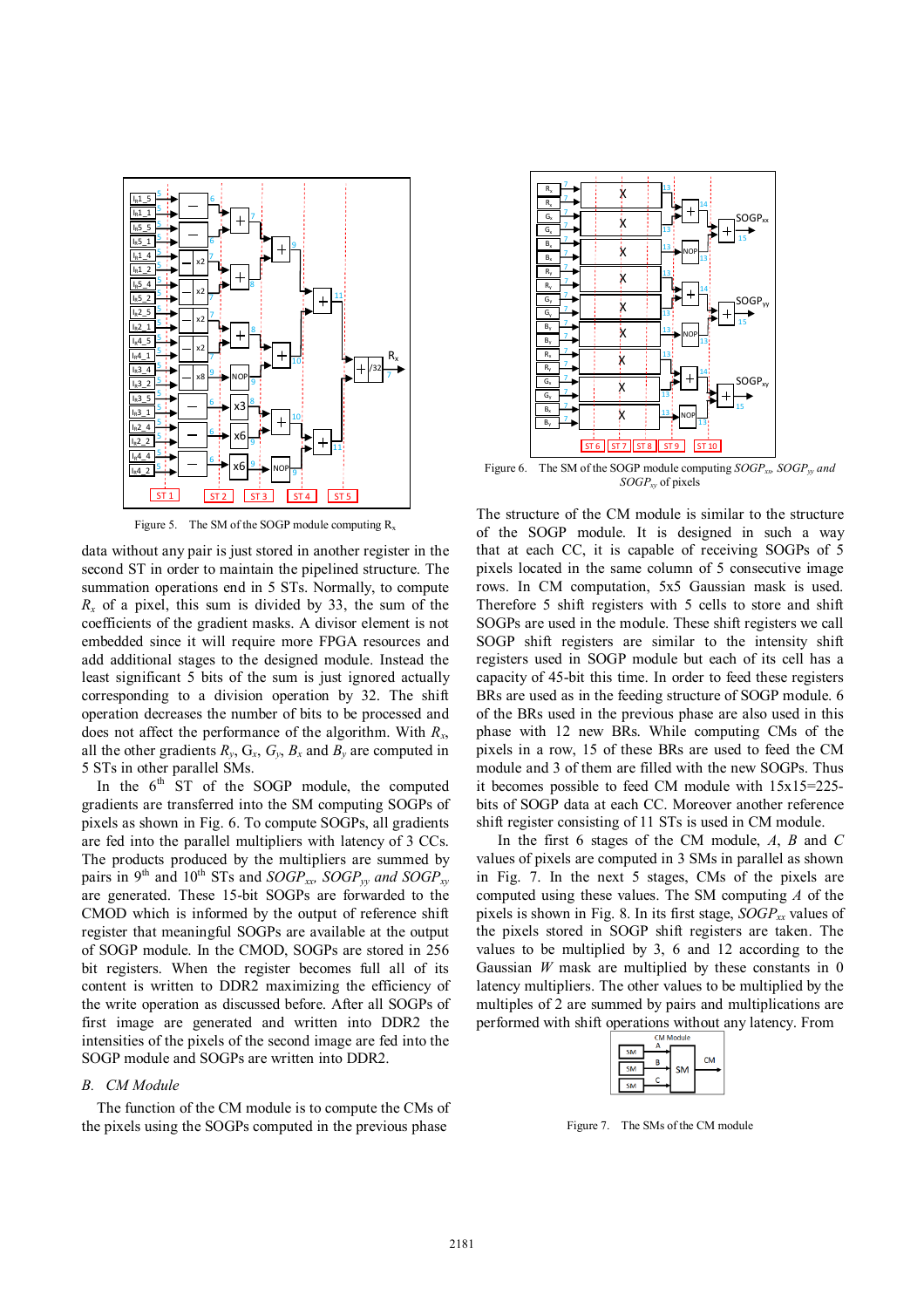Figure 5. The SM of the SOGP module computing $R_x$

data without any pair is just stored in another register in the second ST in order to maintain the pipelined structure. The summation operations end in 5 STs. Normally, to compute $R_x$ of a pixel, this sum is divided by 33, the sum of the coefficients of the gradient masks. A divisor element is not embedded since it will require more FPGA resources and add additional stages to the designed module. Instead the least significant 5 bits of the sum is just ignored actually corresponding to a division operation by 32. The shift operation decreases the number of bits to be processed and does not affect the performance of the algorithm. With $R_x$, all the other gradients $R_y$, $G_x$, $G_y$, $B_x$ and $B_y$ are computed in 5 STs in other parallel SMs.

In the 6[th] ST of the SOGP module, the computed gradients are transferred into the SM computing SOGPs of pixels as shown in Fig. 6. To compute SOGPs, all gradients are fed into the parallel multipliers with latency of 3 CCs. The products produced by the multipliers are summed by pairs in 9[th] and 10[th] STs and $SOGP_{xx}$, $SOGP_{yy}$ and $SOGP_{xy}$ are generated. These 15-bit SOGPs are forwarded to the CMOD which is informed by the output of reference shift register that meaningful SOGPs are available at the output of SOGP module. In the CMOD, SOGPs are stored in 256 bit registers. When the register becomes full all of its content is written to DDR2 maximizing the efficiency of the write operation as discussed before. After all SOGPs of first image are generated and written into DDR2 the intensities of the pixels of the second image are fed into the SOGP module and SOGPs are written into DDR2.

### B. CM Module

The function of the CM module is to compute the CMs of the pixels using the SOGPs computed in the previous phase

Figure 6. The SM of the SOGP module computing $SOGP_{xx}$, $SOGP_{yy}$ and $SOGP_{xy}$ of pixels

The structure of the CM module is similar to the structure of the SOGP module. It is designed in such a way that at each CC, it is capable of receiving SOGPs of 5 pixels located in the same column of 5 consecutive image rows. In CM computation, 5x5 Gaussian mask is used. Therefore 5 shift registers with 5 cells to store and shift SOGPs are used in the module. These shift registers we call SOGP shift registers are similar to the intensity shift registers used in SOGP module but each of its cell has a capacity of 45-bit this time. In order to feed these registers BRs are used as in the feeding structure of SOGP module. 6 of the BRs used in the previous phase are also used in this phase with 12 new BRs. While computing CMs of the pixels in a row, 15 of these BRs are used to feed the CM module and 3 of them are filled with the new SOGPs. Thus it becomes possible to feed CM module with 15x15=225-bits of SOGP data at each CC. Moreover another reference shift register consisting of 11 STs is used in CM module.

In the first 6 stages of the CM module, $A$, $B$ and $C$ values of pixels are computed in 3 SMs in parallel as shown in Fig. 7. In the next 5 stages, CMs of the pixels are computed using these values. The SM computing $A$ of the pixels is shown in Fig. 8. In its first stage, $SOGP_{xx}$ values of the pixels stored in SOGP shift registers are taken. The values to be multiplied by 3, 6 and 12 according to the Gaussian $W$ mask are multiplied by these constants in 0 latency multipliers. The other values to be multiplied by the multiples of 2 are summed by pairs and multiplications are performed with shift operations without any latency. From

Figure 7. The SMs of the CM module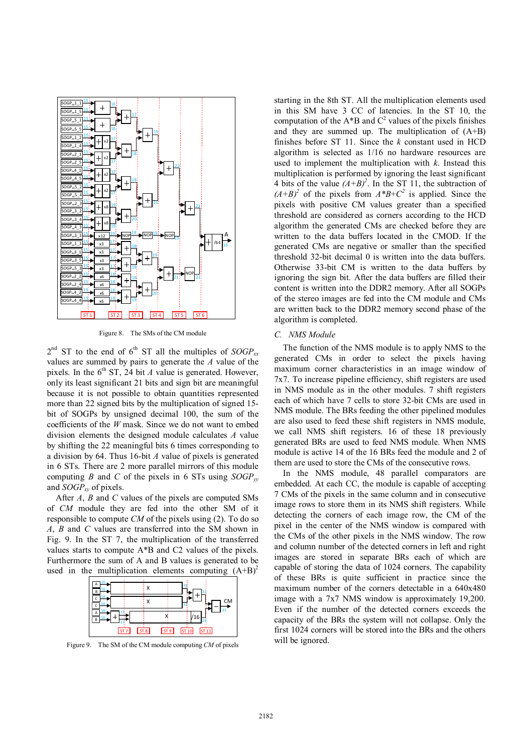Figure 8. The SMs of the CM module

$2^{nd}$ ST to the end of $6^{th}$ ST all the multiples of $SOGP_{xx}$ values are summed by pairs to generate the $A$ value of the pixels. In the $6^{th}$ ST, 24 bit $A$ value is generated. However, only its least significant 21 bits and sign bit are meaningful because it is not possible to obtain quantities represented more than 22 signed bits by the multiplication of signed 15-bit of SOGPs by unsigned decimal 100, the sum of the coefficients of the $W$ mask. Since we do not want to embed division elements the designed module calculates $A$ value by shifting the 22 meaningful bits 6 times corresponding to a division by 64. Thus 16-bit $A$ value of pixels is generated in 6 STs. There are 2 more parallel mirrors of this module computing $B$ and $C$ of the pixels in 6 STs using $SOGP_{yy}$ and $SOGP_{xy}$ of pixels.

After $A$, $B$ and $C$ values of the pixels are computed SMs of $CM$ module they are fed into the other SM of it responsible to compute $CM$ of the pixels using (2). To do so $A$, $B$ and $C$ values are transferred into the SM shown in Fig. 9. In the ST 7, the multiplication of the transferred values starts to compute A\*B and C2 values of the pixels. Furthermore the sum of A and B values is generated to be used in the multiplication elements computing $(A+B)^2$

Figure 9. The SM of the CM module computing $CM$ of pixels

starting in the 8th ST. All the multiplication elements used in this SM have 3 CC of latencies. In the ST 10, the computation of the A\*B and $C^2$ values of the pixels finishes and they are summed up. The multiplication of (A+B) finishes before ST 11. Since the $k$ constant used in HCD algorithm is selected as 1/16 no hardware resources are used to implement the multiplication with $k$. Instead this multiplication is performed by ignoring the least significant 4 bits of the value $(A+B)^2$. In the ST 11, the subtraction of $(A+B)^2$ of the pixels from $A*B+C^2$ is applied. Since the pixels with positive CM values greater than a specified threshold are considered as corners according to the HCD algorithm the generated CMs are checked before they are written to the data buffers located in the CMOD. If the generated CMs are negative or smaller than the specified threshold 32-bit decimal 0 is written into the data buffers. Otherwise 33-bit CM is written to the data buffers by ignoring the sign bit. After the data buffers are filled their content is written into the DDR2 memory. After all SOGPs of the stereo images are fed into the CM module and CMs are written back to the DDR2 memory second phase of the algorithm is completed.

## C. NMS Module

The function of the NMS module is to apply NMS to the generated CMs in order to select the pixels having maximum corner characteristics in an image window of 7x7. To increase pipeline efficiency, shift registers are used in NMS module as in the other modules. 7 shift registers each of which have 7 cells to store 32-bit CMs are used in NMS module. The BRs feeding the other pipelined modules are also used to feed these shift registers in NMS module, we call NMS shift registers. 16 of these 18 previously generated BRs are used to feed NMS module. When NMS module is active 14 of the 16 BRs feed the module and 2 of them are used to store the CMs of the consecutive rows.

In the NMS module, 48 parallel comparators are embedded. At each CC, the module is capable of accepting 7 CMs of the pixels in the same column and in consecutive image rows to store them in its NMS shift registers. While detecting the corners of each image row, the CM of the pixel in the center of the NMS window is compared with the CMs of the other pixels in the NMS window. The row and column number of the detected corners in left and right images are stored in separate BRs each of which are capable of storing the data of 1024 corners. The capability of these BRs is quite sufficient in practice since the maximum number of the corners detectable in a 640x480 image with a 7x7 NMS window is approximately 19,200. Even if the number of the detected corners exceeds the capacity of the BRs the system will not collapse. Only the first 1024 corners will be stored into the BRs and the others will be ignored.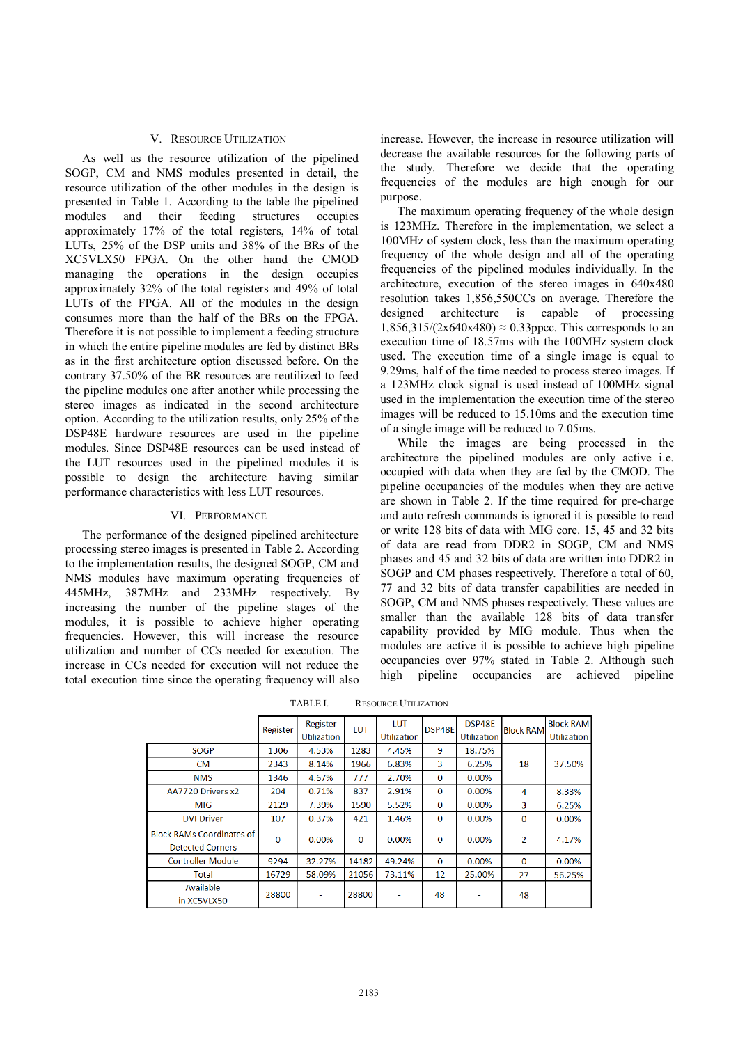## V. Resource Utilization

As well as the resource utilization of the pipelined SOGP, CM and NMS modules presented in detail, the resource utilization of the other modules in the design is presented in Table 1. According to the table the pipelined modules and their feeding structures occupies approximately 17% of the total registers, 14% of total LUTs, 25% of the DSP units and 38% of the BRs of the XC5VLX50 FPGA. On the other hand the CMOD managing the operations in the design occupies approximately 32% of the total registers and 49% of total LUTs of the FPGA. All of the modules in the design consumes more than the half of the BRs on the FPGA. Therefore it is not possible to implement a feeding structure in which the entire pipeline modules are fed by distinct BRs as in the first architecture option discussed before. On the contrary 37.50% of the BR resources are reutilized to feed the pipeline modules one after another while processing the stereo images as indicated in the second architecture option. According to the utilization results, only 25% of the DSP48E hardware resources are used in the pipeline modules. Since DSP48E resources can be used instead of the LUT resources used in the pipelined modules it is possible to design the architecture having similar performance characteristics with less LUT resources.

## VI. Performance

The performance of the designed pipelined architecture processing stereo images is presented in Table 2. According to the implementation results, the designed SOGP, CM and NMS modules have maximum operating frequencies of 445MHz, 387MHz and 233MHz respectively. By increasing the number of the pipeline stages of the modules, it is possible to achieve higher operating frequencies. However, this will increase the resource utilization and number of CCs needed for execution. The increase in CCs needed for execution will not reduce the total execution time since the operating frequency will also increase. However, the increase in resource utilization will decrease the available resources for the following parts of the study. Therefore we decide that the operating frequencies of the modules are high enough for our purpose.

The maximum operating frequency of the whole design is 123MHz. Therefore in the implementation, we select a 100MHz of system clock, less than the maximum operating frequency of the whole design and all of the operating frequencies of the pipelined modules individually. In the architecture, execution of the stereo images in 640x480 resolution takes 1,856,550CCs on average. Therefore the designed architecture is capable of processing 1,856,315/(2x640x480) ≈ 0.33ppcc. This corresponds to an execution time of 18.57ms with the 100MHz system clock used. The execution time of a single image is equal to 9.29ms, half of the time needed to process stereo images. If a 123MHz clock signal is used instead of 100MHz signal used in the implementation the execution time of the stereo images will be reduced to 15.10ms and the execution time of a single image will be reduced to 7.05ms.

While the images are being processed in the architecture the pipelined modules are only active i.e. occupied with data when they are fed by the CMOD. The pipeline occupancies of the modules when they are active are shown in Table 2. If the time required for pre-charge and auto refresh commands is ignored it is possible to read or write 128 bits of data with MIG core. 15, 45 and 32 bits of data are read from DDR2 in SOGP, CM and NMS phases and 45 and 32 bits of data are written into DDR2 in SOGP and CM phases respectively. Therefore a total of 60, 77 and 32 bits of data transfer capabilities are needed in SOGP, CM and NMS phases respectively. These values are smaller than the available 128 bits of data transfer capability provided by MIG module. Thus when the modules are active it is possible to achieve high pipeline occupancies over 97% stated in Table 2. Although such high pipeline occupancies are achieved pipeline

TABLE I. Resource Utilization

| | Register | Register Utilization | LUT | LUT Utilization | DSP48E | DSP48E Utilization | Block RAM | Block RAM Utilization |
|---|---|---|---|---|---|---|---|---|
| SOGP | 1306 | 4.53% | 1283 | 4.45% | 9 | 18.75% | 18 | 37.50% |
| CM | 2343 | 8.14% | 1966 | 6.83% | 3 | 6.25% | | |
| NMS | 1346 | 4.67% | 777 | 2.70% | 0 | 0.00% | | |
| AA7720 Drivers x2 | 204 | 0.71% | 837 | 2.91% | 0 | 0.00% | 4 | 8.33% |
| MIG | 2129 | 7.39% | 1590 | 5.52% | 0 | 0.00% | 3 | 6.25% |
| DVI Driver | 107 | 0.37% | 421 | 1.46% | 0 | 0.00% | 0 | 0.00% |
| Block RAMs Coordinates of Detected Corners | 0 | 0.00% | 0 | 0.00% | 0 | 0.00% | 2 | 4.17% |
| Controller Module | 9294 | 32.27% | 14182 | 49.24% | 0 | 0.00% | 0 | 0.00% |
| Total | 16729 | 58.09% | 21056 | 73.11% | 12 | 25.00% | 27 | 56.25% |
| Available in XC5VLX50 | 28800 | - | 28800 | - | 48 | - | 48 | - |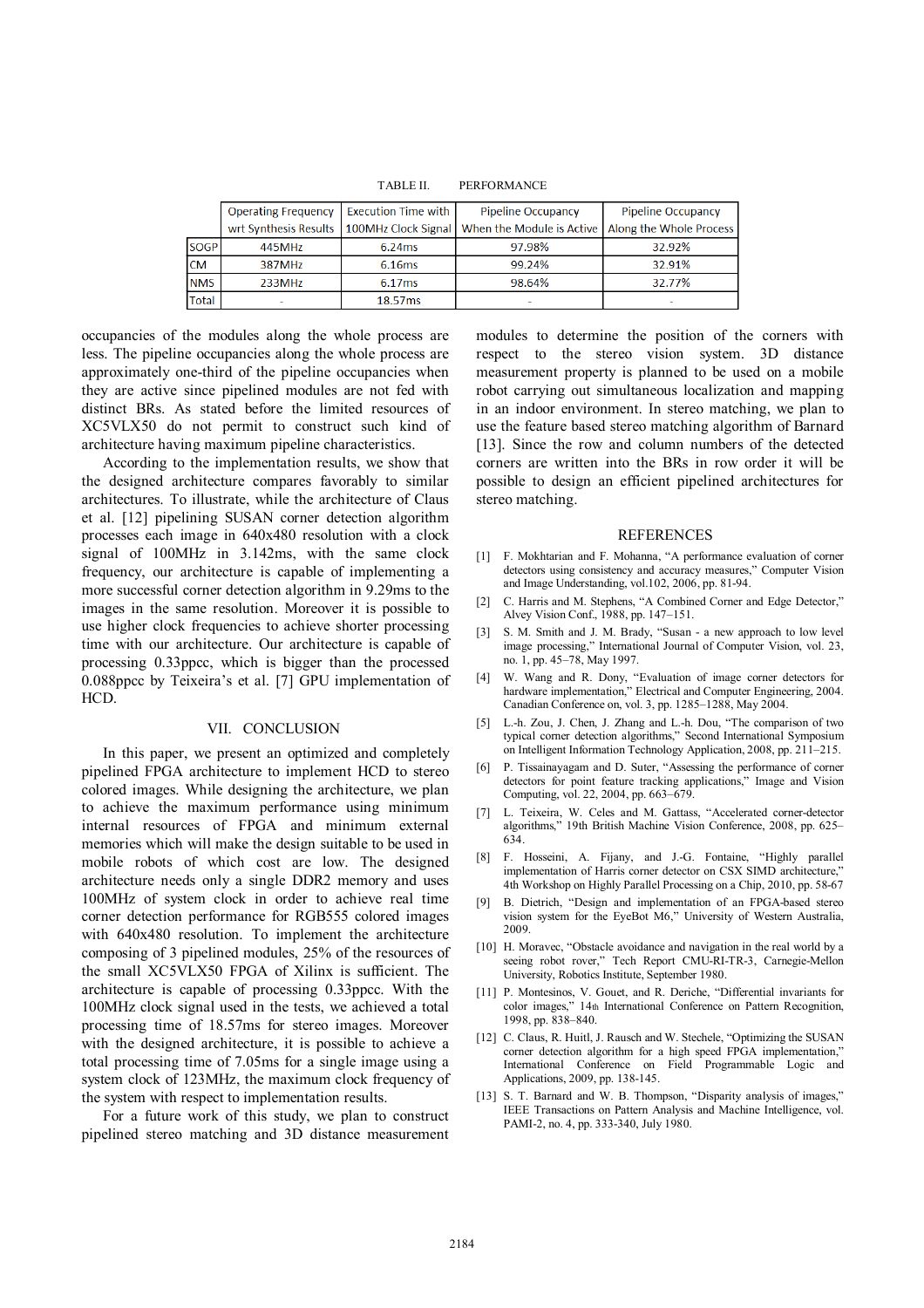TABLE II. PERFORMANCE

| | Operating Frequency wrt Synthesis Results | Execution Time with 100MHz Clock Signal | Pipeline Occupancy When the Module is Active | Pipeline Occupancy Along the Whole Process |
|---|---|---|---|---|
| SOGP | 445MHz | 6.24ms | 97.98% | 32.92% |
| CM | 387MHz | 6.16ms | 99.24% | 32.91% |
| NMS | 233MHz | 6.17ms | 98.64% | 32.77% |
| Total | - | 18.57ms | - | - |

occupancies of the modules along the whole process are less. The pipeline occupancies along the whole process are approximately one-third of the pipeline occupancies when they are active since pipelined modules are not fed with distinct BRs. As stated before the limited resources of XC5VLX50 do not permit to construct such kind of architecture having maximum pipeline characteristics.

According to the implementation results, we show that the designed architecture compares favorably to similar architectures. To illustrate, while the architecture of Claus et al. [12] pipelining SUSAN corner detection algorithm processes each image in 640x480 resolution with a clock signal of 100MHz in 3.142ms, with the same clock frequency, our architecture is capable of implementing a more successful corner detection algorithm in 9.29ms to the images in the same resolution. Moreover it is possible to use higher clock frequencies to achieve shorter processing time with our architecture. Our architecture is capable of processing 0.33ppcc, which is bigger than the processed 0.088ppcc by Teixeira's et al. [7] GPU implementation of HCD.

## VII. CONCLUSION

In this paper, we present an optimized and completely pipelined FPGA architecture to implement HCD to stereo colored images. While designing the architecture, we plan to achieve the maximum performance using minimum internal resources of FPGA and minimum external memories which will make the design suitable to be used in mobile robots of which the costs are low. The designed architecture needs only a single DDR2 memory and uses 100MHz of system clock in order to achieve real time corner detection performance for RGB555 colored images with 640x480 resolution. To implement the architecture composing of 3 pipelined modules, 25% of the resources of the small XC5VLX50 FPGA of Xilinx is sufficient. The architecture is capable of processing 0.33ppcc. With the 100MHz clock signal used in the tests, we achieved a total processing time of 18.57ms for stereo images. Moreover with the designed architecture, it is possible to achieve a total processing time of 7.05ms for a single image using a system clock of 123MHz, the maximum clock frequency of the system with respect to implementation results.

For a future work of this study, we plan to construct pipelined stereo matching and 3D distance measurement modules to determine the position of the corners with respect to the stereo vision system. 3D distance measurement property is planned to be used on a mobile robot carrying out simultaneous localization and mapping in an indoor environment. In stereo matching, we plan to use the feature based stereo matching algorithm of Barnard [13]. Since the row and column numbers of the detected corners are written into the BRs in row order it will be possible to design an efficient pipelined architectures for stereo matching.

## REFERENCES

[1] F. Mokhtarian and F. Mohanna, "A performance evaluation of corner detectors using consistency and accuracy measures," Computer Vision and Image Understanding, vol.102, 2006, pp. 81-94.

[2] C. Harris and M. Stephens, "A Combined Corner and Edge Detector," Alvey Vision Conf., 1988, pp. 147–151.

[3] S. M. Smith and J. M. Brady, "Susan - a new approach to low level image processing," International Journal of Computer Vision, vol. 23, no. 1, pp. 45–78, May 1997.

[4] W. Wang and R. Dony, "Evaluation of image corner detectors for hardware implementation," Electrical and Computer Engineering, 2004. Canadian Conference on, vol. 3, pp. 1285–1288, May 2004.

[5] L.-h. Zou, J. Chen, J. Zhang and L.-h. Dou, "The comparison of two typical corner detection algorithms," Second International Symposium on Intelligent Information Technology Application, 2008, pp. 211–215.

[6] P. Tissainayagam and D. Suter, "Assessing the performance of corner detectors for point feature tracking applications," Image and Vision Computing, vol. 22, 2004, pp. 663–679.

[7] L. Teixeira, W. Celes and M. Gattass, "Accelerated corner-detector algorithms," 19th British Machine Vision Conference, 2008, pp. 625–634.

[8] F. Hosseini, A. Fijany, and J.-G. Fontaine, "Highly parallel implementation of Harris corner detector on CSX SIMD architecture," 4th Workshop on Highly Parallel Processing on a Chip, 2010, pp. 58-67

[9] B. Dietrich, "Design and implementation of an FPGA-based stereo vision system for the EyeBot M6," University of Western Australia, 2009.

[10] H. Moravec, "Obstacle avoidance and navigation in the real world by a seeing robot rover," Tech Report CMU-RI-TR-3, Carnegie-Mellon University, Robotics Institute, September 1980.

[11] P. Montesinos, V. Gouet, and R. Deriche, "Differential invariants for color images," 14th International Conference on Pattern Recognition, 1998, pp. 838–840.

[12] C. Claus, R. Huitl, J. Rausch and W. Stechele, "Optimizing the SUSAN corner detection algorithm for a high speed FPGA implementation," International Conference on Field Programmable Logic and Applications, 2009, pp. 138-145.

[13] S. T. Barnard and W. B. Thompson, "Disparity analysis of images," IEEE Transactions on Pattern Analysis and Machine Intelligence, vol. PAMI-2, no. 4, pp. 333-340, July 1980.